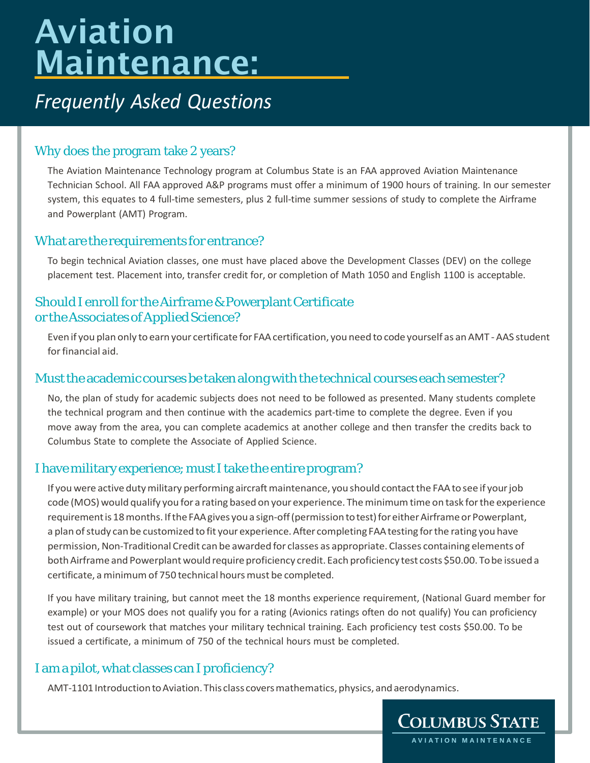# Aviation Maintenance:

*Frequently Asked Questions*

## Why does the program take 2 years?

The Aviation Maintenance Technology program at Columbus State is an FAA approved Aviation Maintenance Technician School. All FAA approved A&P programs must offer a minimum of 1900 hours of training. In our semester system, this equates to 4 full-time semesters, plus 2 full-time summer sessions of study to complete the Airframe and Powerplant (AMT) Program.

## What are the requirements for entrance?

To begin technical Aviation classes, one must have placed above the Development Classes (DEV) on the college placement test. Placement into, transfer credit for, or completion of Math 1050 and English 1100 is acceptable.

## Should I enroll for the Airframe & Powerplant Certificate or the Associates of Applied Science?

Even if you plan only to earn your certificate for FAA certification, you need to code yourself as an AMT - AAS student for financial aid.

## Must the academic courses be taken along with the technical courses each semester?

No, the plan of study for academic subjects does not need to be followed as presented. Many students complete the technical program and then continue with the academics part-time to complete the degree. Even if you move away from the area, you can complete academics at another college and then transfer the credits back to Columbus State to complete the Associate of Applied Science.

## I have military experience; must I take the entire program?

If you were active duty military performing aircraft maintenance, you should contact the FAA to see if your job code (MOS) would qualify you for a rating based on your experience. The minimum time on task for the experience requirement is 18 months. If the FAA gives you a sign-off (permission to test) for either Airframe or Powerplant, a plan of study can be customized to fit your experience. After completing FAA testing for the rating you have permission, Non-Traditional Credit can be awarded for classes as appropriate. Classes containing elements of both Airframe and Powerplant would require proficiency credit. Each proficiency test costs $50.00. To be issued a certificate, a minimum of 750 technical hours must be completed.

If you have military training, but cannot meet the 18 months experience requirement, (National Guard member for example) or your MOS does not qualify you for a rating (Avionics ratings often do not qualify) You can proficiency test out of coursework that matches your military technical training. Each proficiency test costs $50.00. To be issued a certificate, a minimum of 750 of the technical hours must be completed.

## I am a pilot, what classes can I proficiency?

AMT-1101 Introduction to Aviation. This class covers mathematics, physics, and aerodynamics.

COLUMBUS STATE
AVIATION MAINTENANCE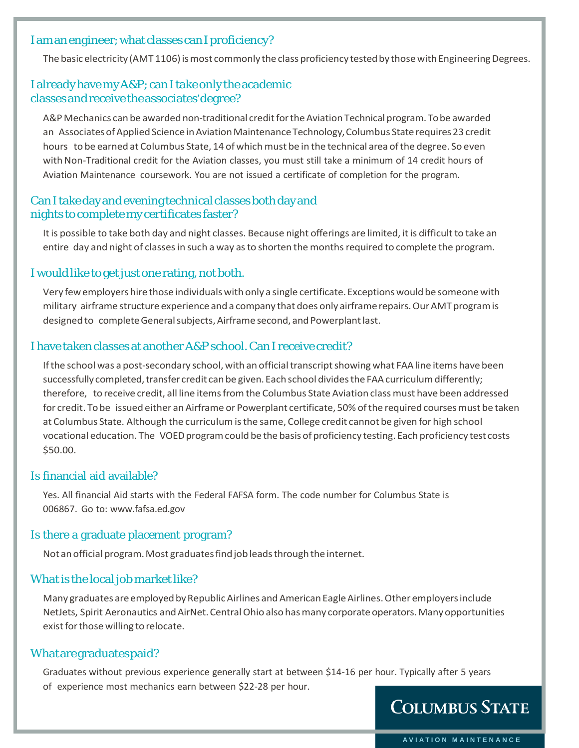## I am an engineer; what classes can I proficiency?

The basic electricity (AMT 1106) is most commonly the class proficiency tested by those with Engineering Degrees.

## I already have my A&P; can I take only the academic classes and receive the associates' degree?

A&P Mechanics can be awarded non-traditional credit for the Aviation Technical program. To be awarded an Associates of Applied Science in Aviation Maintenance Technology, Columbus State requires 23 credit hours to be earned at Columbus State, 14 of which must be in the technical area of the degree. So even with Non-Traditional credit for the Aviation classes, you must still take a minimum of 14 credit hours of Aviation Maintenance coursework. You are not issued a certificate of completion for the program.

## Can I take day and evening technical classes both day and nights to complete my certificates faster?

It is possible to take both day and night classes. Because night offerings are limited, it is difficult to take an entire day and night of classes in such a way as to shorten the months required to complete the program.

## I would like to get just one rating, not both.

Very few employers hire those individuals with only a single certificate. Exceptions would be someone with military airframe structure experience and a company that does only airframe repairs. Our AMT program is designed to complete General subjects, Airframe second, and Powerplant last.

## I have taken classes at another A&P school. Can I receive credit?

If the school was a post-secondary school, with an official transcript showing what FAA line items have been successfully completed, transfer credit can be given. Each school divides the FAA curriculum differently; therefore, to receive credit, all line items from the Columbus State Aviation class must have been addressed for credit. To be issued either an Airframe or Powerplant certificate, 50% of the required courses must be taken at Columbus State. Although the curriculum is the same, College credit cannot be given for high school vocational education. The VOED program could be the basis of proficiency testing. Each proficiency test costs $50.00.

## Is financial aid available?

Yes. All financial Aid starts with the Federal FAFSA form. The code number for Columbus State is 006867. Go to: www.fafsa.ed.gov

## Is there a graduate placement program?

Not an official program. Most graduates find job leads through the internet.

## What is the local job market like?

Many graduates are employed by Republic Airlines and American Eagle Airlines. Other employers include NetJets, Spirit Aeronautics and AirNet. Central Ohio also has many corporate operators. Many opportunities exist for those willing to relocate.

## What are graduates paid?

Graduates without previous experience generally start at between $14-16 per hour. Typically after 5 years of experience most mechanics earn between $22-28 per hour.

**COLUMBUS STATE**

AVIATION MAINTENANCE